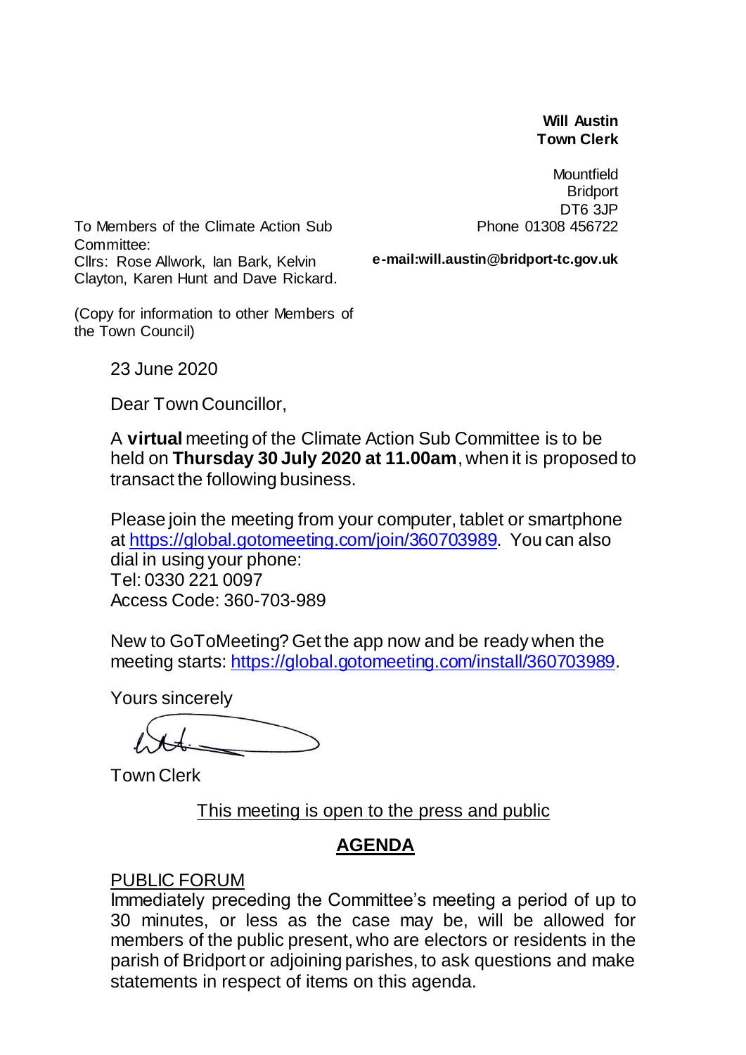**Will Austin**
**Town Clerk**

Mountfield
Bridport
DT6 3JP
Phone 01308 456722

**e-mail:will.austin@bridport-tc.gov.uk**

To Members of the Climate Action Sub Committee:
Cllrs: Rose Allwork, Ian Bark, Kelvin Clayton, Karen Hunt and Dave Rickard.

(Copy for information to other Members of the Town Council)

23 June 2020

Dear Town Councillor,

A **virtual** meeting of the Climate Action Sub Committee is to be held on **Thursday 30 July 2020 at 11.00am**, when it is proposed to transact the following business.

Please join the meeting from your computer, tablet or smartphone at https://global.gotomeeting.com/join/360703989. You can also dial in using your phone:
Tel: 0330 221 0097
Access Code: 360-703-989

New to GoToMeeting? Get the app now and be ready when the meeting starts: https://global.gotomeeting.com/install/360703989.

Yours sincerely

Town Clerk

This meeting is open to the press and public

## AGENDA

PUBLIC FORUM
Immediately preceding the Committee's meeting a period of up to 30 minutes, or less as the case may be, will be allowed for members of the public present, who are electors or residents in the parish of Bridport or adjoining parishes, to ask questions and make statements in respect of items on this agenda.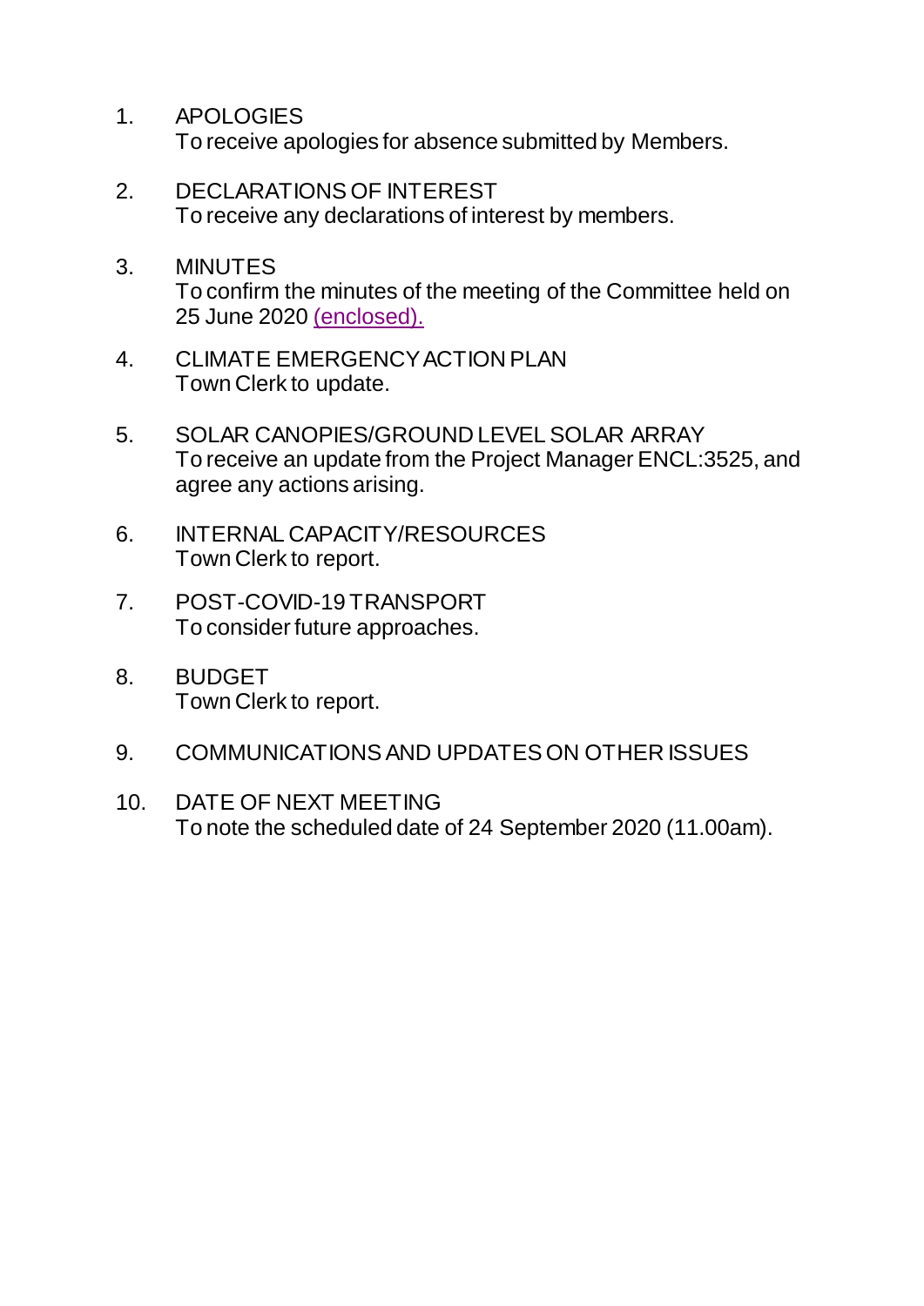1. APOLOGIES
   To receive apologies for absence submitted by Members.

2. DECLARATIONS OF INTEREST
   To receive any declarations of interest by members.

3. MINUTES
   To confirm the minutes of the meeting of the Committee held on 25 June 2020 (enclosed).

4. CLIMATE EMERGENCY ACTION PLAN
   Town Clerk to update.

5. SOLAR CANOPIES/GROUND LEVEL SOLAR ARRAY
   To receive an update from the Project Manager ENCL:3525, and agree any actions arising.

6. INTERNAL CAPACITY/RESOURCES
   Town Clerk to report.

7. POST-COVID-19 TRANSPORT
   To consider future approaches.

8. BUDGET
   Town Clerk to report.

9. COMMUNICATIONS AND UPDATES ON OTHER ISSUES

10. DATE OF NEXT MEETING
    To note the scheduled date of 24 September 2020 (11.00am).